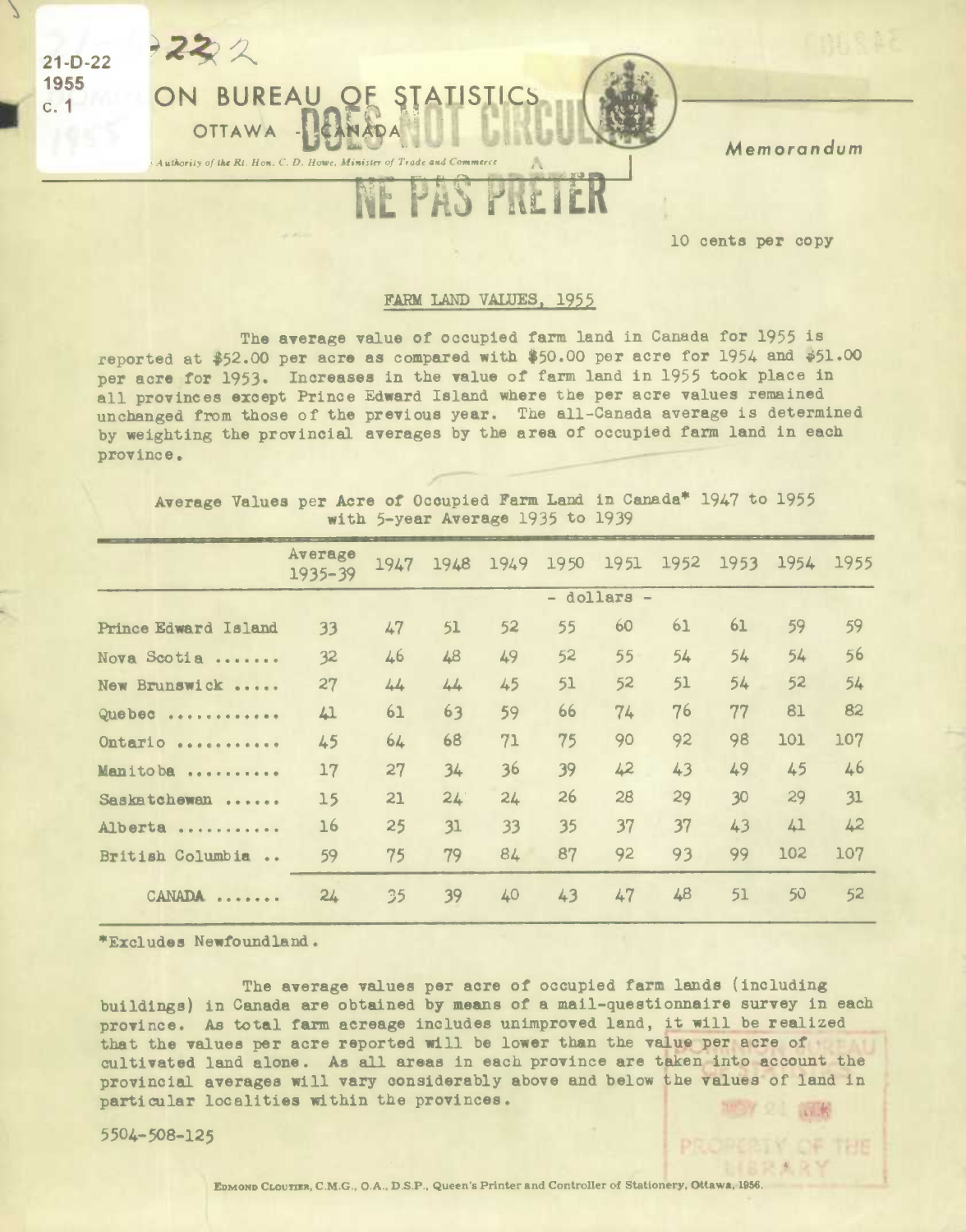21-D-22
1955
c. 1

DOMINION BUREAU OF STATISTICS
OTTAWA - CANADA

Published by Authority of the Rt. Hon. C. D. Howe, Minister of Trade and Commerce

DOES NOT CIRCULATE
NE PAS PRETER

Memorandum

10 cents per copy

# FARM LAND VALUES, 1955

The average value of occupied farm land in Canada for 1955 is reported at $52.00 per acre as compared with $50.00 per acre for 1954 and $51.00 per acre for 1953. Increases in the value of farm land in 1955 took place in all provinces except Prince Edward Island where the per acre values remained unchanged from those of the previous year. The all-Canada average is determined by weighting the provincial averages by the area of occupied farm land in each province.

Average Values per Acre of Occupied Farm Land in Canada* 1947 to 1955 with 5-year Average 1935 to 1939

| | Average 1935-39 | 1947 | 1948 | 1949 | 1950 | 1951 | 1952 | 1953 | 1954 | 1955 |
|---|---|---|---|---|---|---|---|---|---|---|
| | | | | | - dollars - | | | | | |
| Prince Edward Island | 33 | 47 | 51 | 52 | 55 | 60 | 61 | 61 | 59 | 59 |
| Nova Scotia ....... | 32 | 46 | 48 | 49 | 52 | 55 | 54 | 54 | 54 | 56 |
| New Brunswick ..... | 27 | 44 | 44 | 45 | 51 | 52 | 51 | 54 | 52 | 54 |
| Quebec ............ | 41 | 61 | 63 | 59 | 66 | 74 | 76 | 77 | 81 | 82 |
| Ontario ........... | 45 | 64 | 68 | 71 | 75 | 90 | 92 | 98 | 101 | 107 |
| Manitoba .......... | 17 | 27 | 34 | 36 | 39 | 42 | 43 | 49 | 45 | 46 |
| Saskatchewan ...... | 15 | 21 | 24 | 24 | 26 | 28 | 29 | 30 | 29 | 31 |
| Alberta ........... | 16 | 25 | 31 | 33 | 35 | 37 | 37 | 43 | 41 | 42 |
| British Columbia .. | 59 | 75 | 79 | 84 | 87 | 92 | 93 | 99 | 102 | 107 |
| CANADA ....... | 24 | 35 | 39 | 40 | 43 | 47 | 48 | 51 | 50 | 52 |

*Excludes Newfoundland.

The average values per acre of occupied farm lands (including buildings) in Canada are obtained by means of a mail-questionnaire survey in each province. As total farm acreage includes unimproved land, it will be realized that the values per acre reported will be lower than the value per acre of cultivated land alone. As all areas in each province are taken into account the provincial averages will vary considerably above and below the values of land in particular localities within the provinces.

5504-508-125

EDMOND CLOUTIER, C.M.G., O.A., D.S.P., Queen's Printer and Controller of Stationery, Ottawa, 1956.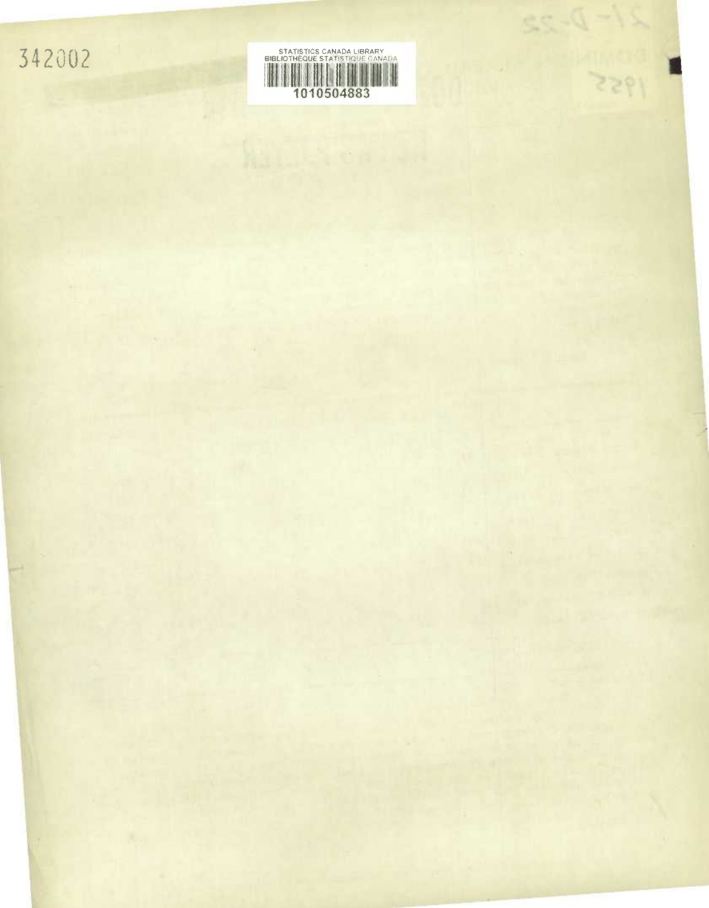342002

STATISTICS CANADA LIBRARY
BIBLIOTHÈQUE STATISTIQUE CANADA

1010504883